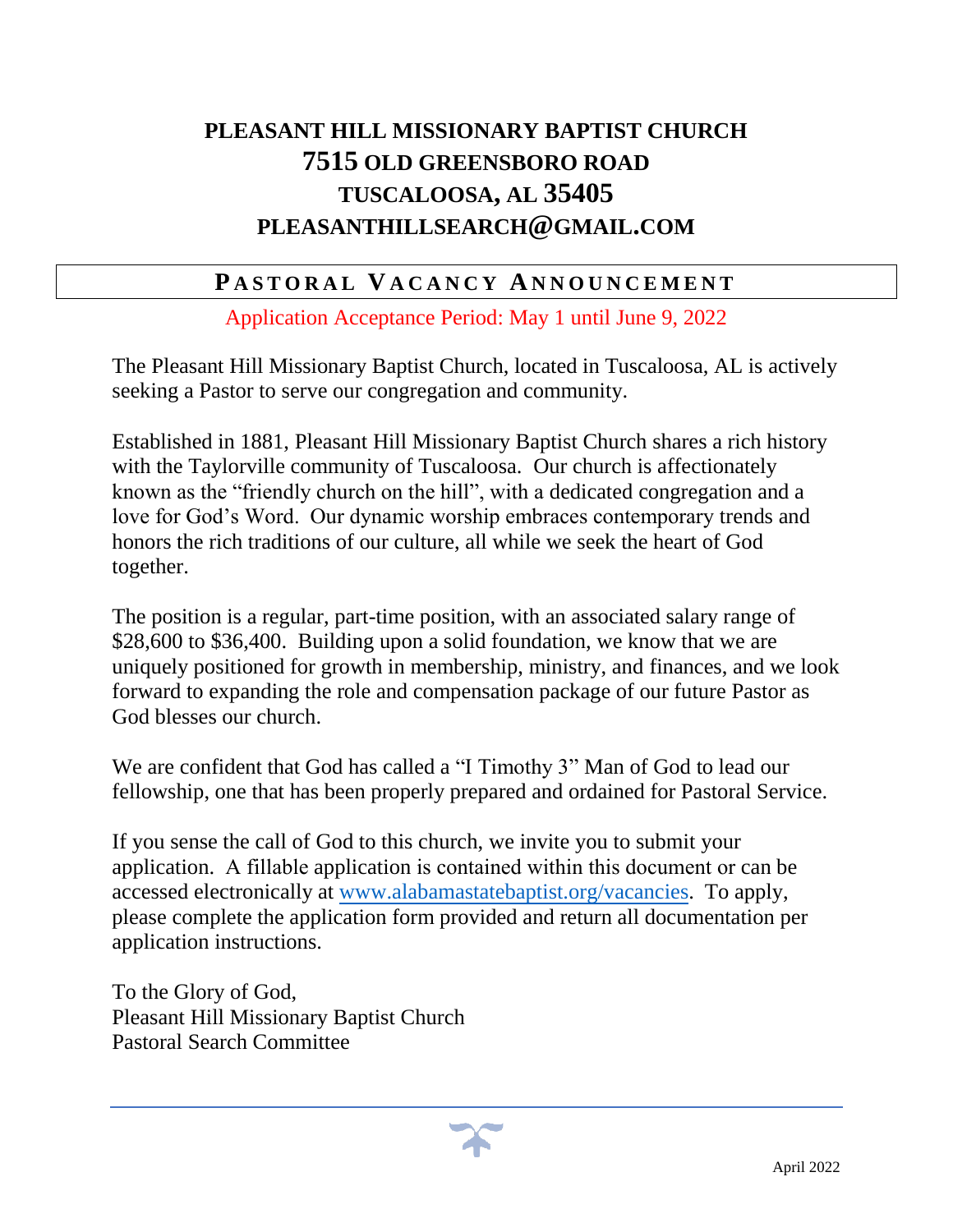# PLEASANT HILL MISSIONARY BAPTIST CHURCH
# 7515 OLD GREENSBORO ROAD
# TUSCALOOSA, AL 35405
# PLEASANTHILLSEARCH@GMAIL.COM

## PASTORAL VACANCY ANNOUNCEMENT

Application Acceptance Period: May 1 until June 9, 2022

The Pleasant Hill Missionary Baptist Church, located in Tuscaloosa, AL is actively seeking a Pastor to serve our congregation and community.

Established in 1881, Pleasant Hill Missionary Baptist Church shares a rich history with the Taylorville community of Tuscaloosa. Our church is affectionately known as the "friendly church on the hill", with a dedicated congregation and a love for God's Word. Our dynamic worship embraces contemporary trends and honors the rich traditions of our culture, all while we seek the heart of God together.

The position is a regular, part-time position, with an associated salary range of $28,600 to $36,400. Building upon a solid foundation, we know that we are uniquely positioned for growth in membership, ministry, and finances, and we look forward to expanding the role and compensation package of our future Pastor as God blesses our church.

We are confident that God has called a "I Timothy 3" Man of God to lead our fellowship, one that has been properly prepared and ordained for Pastoral Service.

If you sense the call of God to this church, we invite you to submit your application. A fillable application is contained within this document or can be accessed electronically at www.alabamastatebaptist.org/vacancies. To apply, please complete the application form provided and return all documentation per application instructions.

To the Glory of God,
Pleasant Hill Missionary Baptist Church
Pastoral Search Committee

April 2022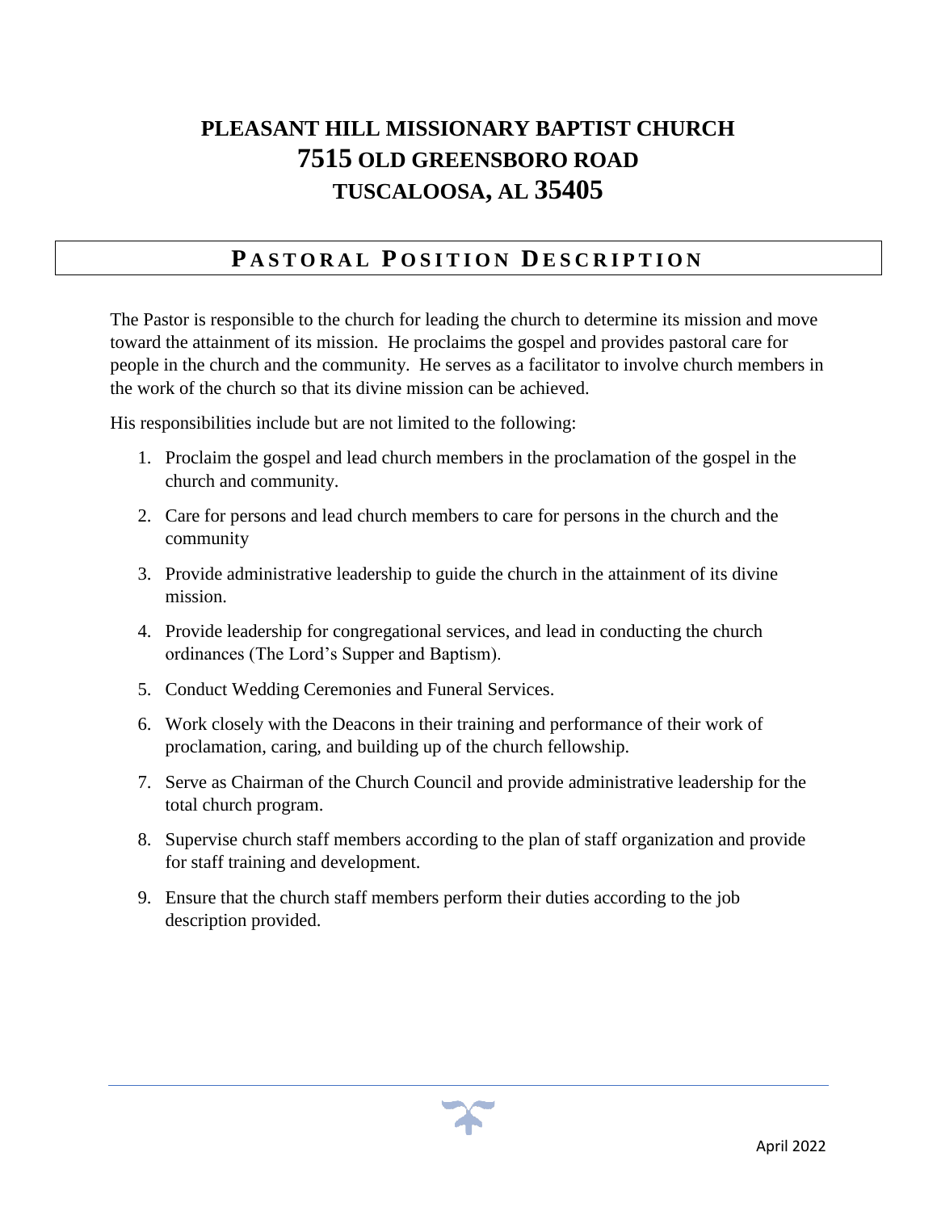# PLEASANT HILL MISSIONARY BAPTIST CHURCH
# 7515 OLD GREENSBORO ROAD
# TUSCALOOSA, AL 35405

## PASTORAL POSITION DESCRIPTION

The Pastor is responsible to the church for leading the church to determine its mission and move toward the attainment of its mission. He proclaims the gospel and provides pastoral care for people in the church and the community. He serves as a facilitator to involve church members in the work of the church so that its divine mission can be achieved.

His responsibilities include but are not limited to the following:

1. Proclaim the gospel and lead church members in the proclamation of the gospel in the church and community.
2. Care for persons and lead church members to care for persons in the church and the community
3. Provide administrative leadership to guide the church in the attainment of its divine mission.
4. Provide leadership for congregational services, and lead in conducting the church ordinances (The Lord's Supper and Baptism).
5. Conduct Wedding Ceremonies and Funeral Services.
6. Work closely with the Deacons in their training and performance of their work of proclamation, caring, and building up of the church fellowship.
7. Serve as Chairman of the Church Council and provide administrative leadership for the total church program.
8. Supervise church staff members according to the plan of staff organization and provide for staff training and development.
9. Ensure that the church staff members perform their duties according to the job description provided.

April 2022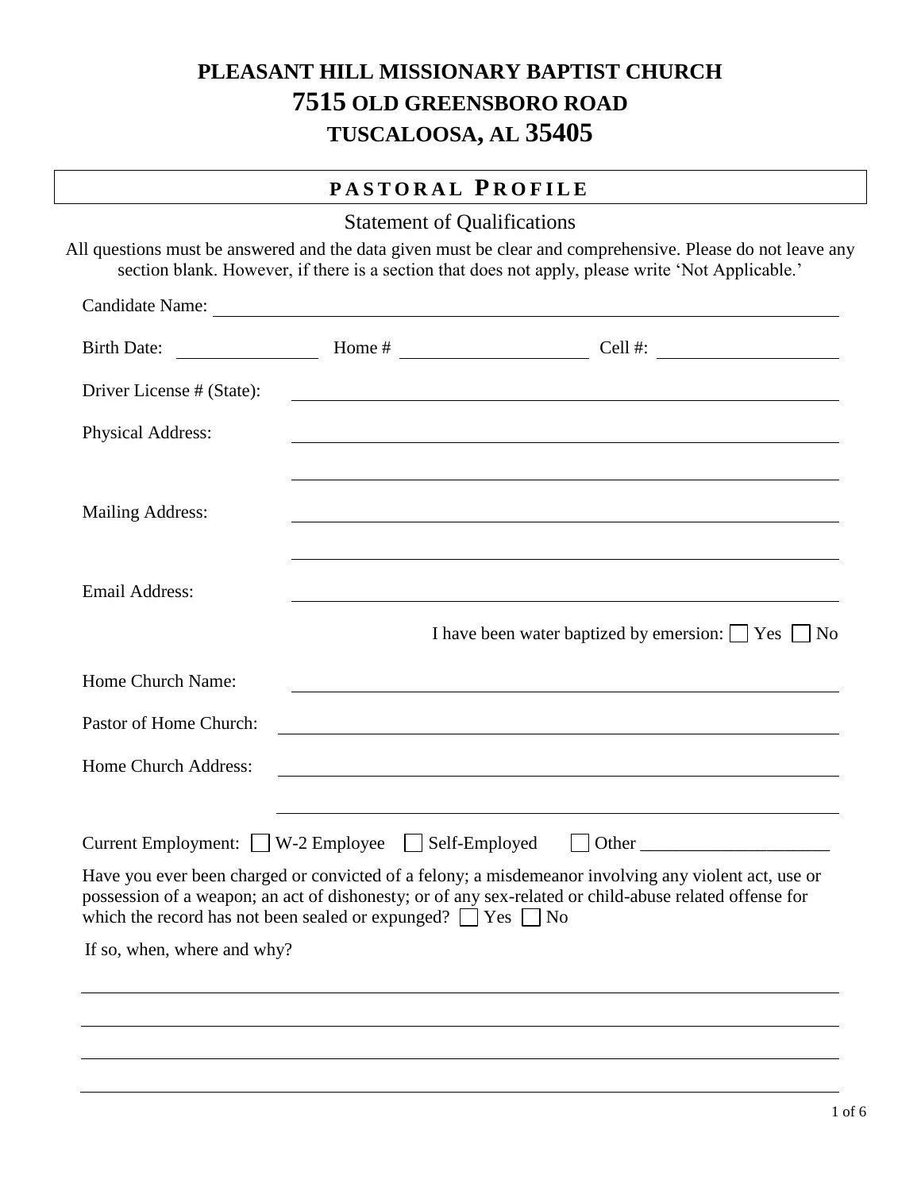# PLEASANT HILL MISSIONARY BAPTIST CHURCH
# 7515 OLD GREENSBORO ROAD
# TUSCALOOSA, AL 35405

## PASTORAL PROFILE

### Statement of Qualifications

All questions must be answered and the data given must be clear and comprehensive. Please do not leave any section blank. However, if there is a section that does not apply, please write 'Not Applicable.'

Candidate Name: ____________________________________________

Birth Date: ______________ Home # __________________ Cell #: __________________

Driver License # (State): ____________________________________________

Physical Address: ____________________________________________

____________________________________________

Mailing Address: ____________________________________________

____________________________________________

Email Address: ____________________________________________

I have been water baptized by emersion: ☐ Yes ☐ No

Home Church Name: ____________________________________________

Pastor of Home Church: ____________________________________________

Home Church Address: ____________________________________________

____________________________________________

Current Employment: ☐ W-2 Employee ☐ Self-Employed ☐ Other ____________________

Have you ever been charged or convicted of a felony; a misdemeanor involving any violent act, use or possession of a weapon; an act of dishonesty; or of any sex-related or child-abuse related offense for which the record has not been sealed or expunged? ☐ Yes ☐ No

If so, when, where and why?

____________________________________________

____________________________________________

____________________________________________

____________________________________________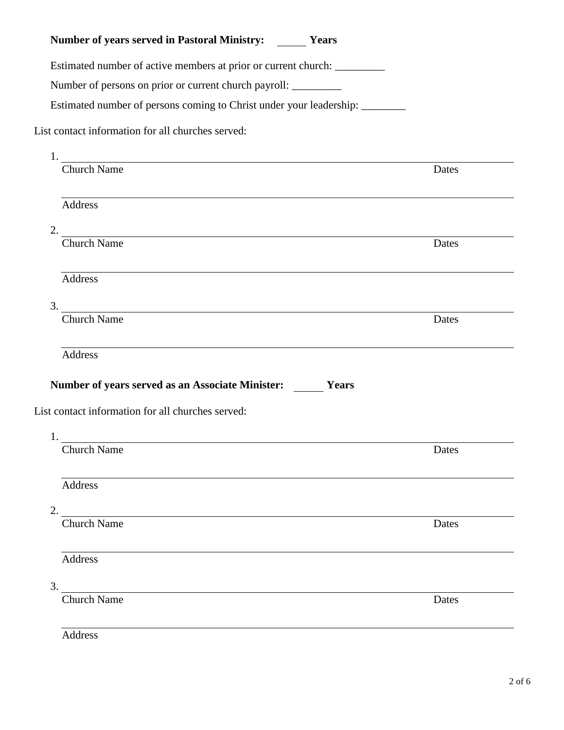**Number of years served in Pastoral Ministry:** _____ **Years**

Estimated number of active members at prior or current church: _________

Number of persons on prior or current church payroll: _________

Estimated number of persons coming to Christ under your leadership: ________

List contact information for all churches served:

1. ______________________________________________________________________
   Church Name Dates

   ______________________________________________________________________
   Address

2. ______________________________________________________________________
   Church Name Dates

   ______________________________________________________________________
   Address

3. ______________________________________________________________________
   Church Name Dates

   ______________________________________________________________________
   Address

**Number of years served as an Associate Minister:** _____ **Years**

List contact information for all churches served:

1. ______________________________________________________________________
   Church Name Dates

   ______________________________________________________________________
   Address

2. ______________________________________________________________________
   Church Name Dates

   ______________________________________________________________________
   Address

3. ______________________________________________________________________
   Church Name Dates

   ______________________________________________________________________
   Address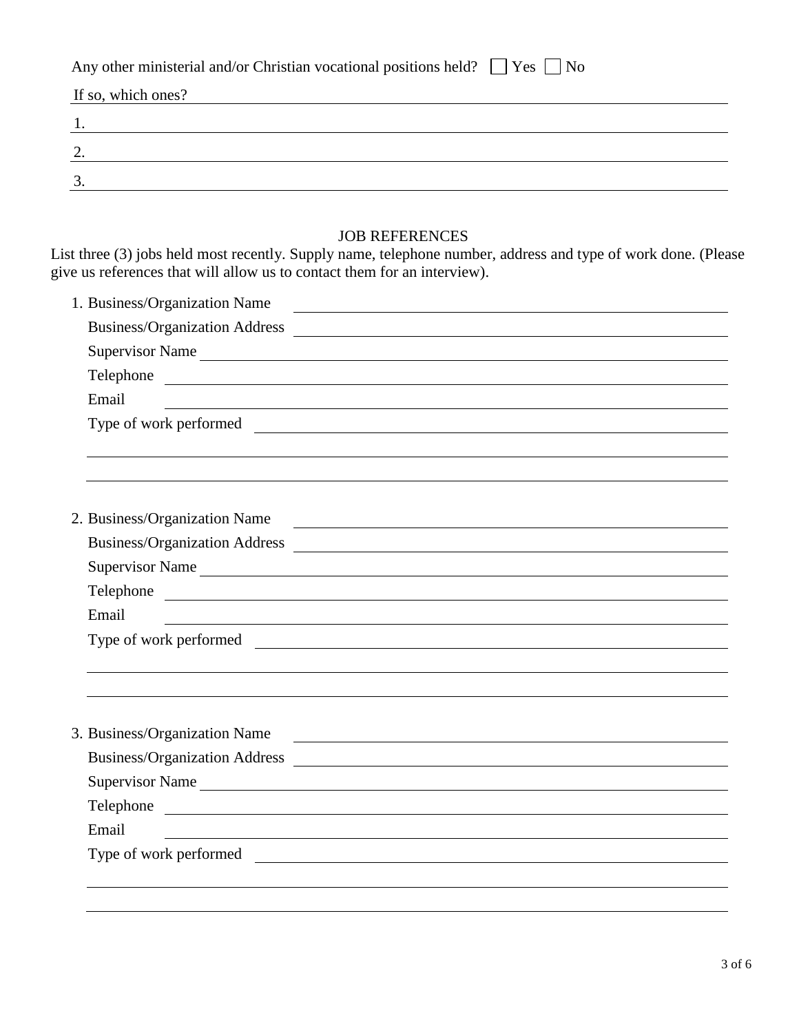Any other ministerial and/or Christian vocational positions held? ☐ Yes ☐ No

If so, which ones? ______________________________

1. ______________________________
2. ______________________________
3. ______________________________

## JOB REFERENCES

List three (3) jobs held most recently. Supply name, telephone number, address and type of work done. (Please give us references that will allow us to contact them for an interview).

1. Business/Organization Name ______________________________
   Business/Organization Address ______________________________
   Supervisor Name ______________________________
   Telephone ______________________________
   Email ______________________________
   Type of work performed ______________________________
   ______________________________
   ______________________________

2. Business/Organization Name ______________________________
   Business/Organization Address ______________________________
   Supervisor Name ______________________________
   Telephone ______________________________
   Email ______________________________
   Type of work performed ______________________________
   ______________________________
   ______________________________

3. Business/Organization Name ______________________________
   Business/Organization Address ______________________________
   Supervisor Name ______________________________
   Telephone ______________________________
   Email ______________________________
   Type of work performed ______________________________
   ______________________________
   ______________________________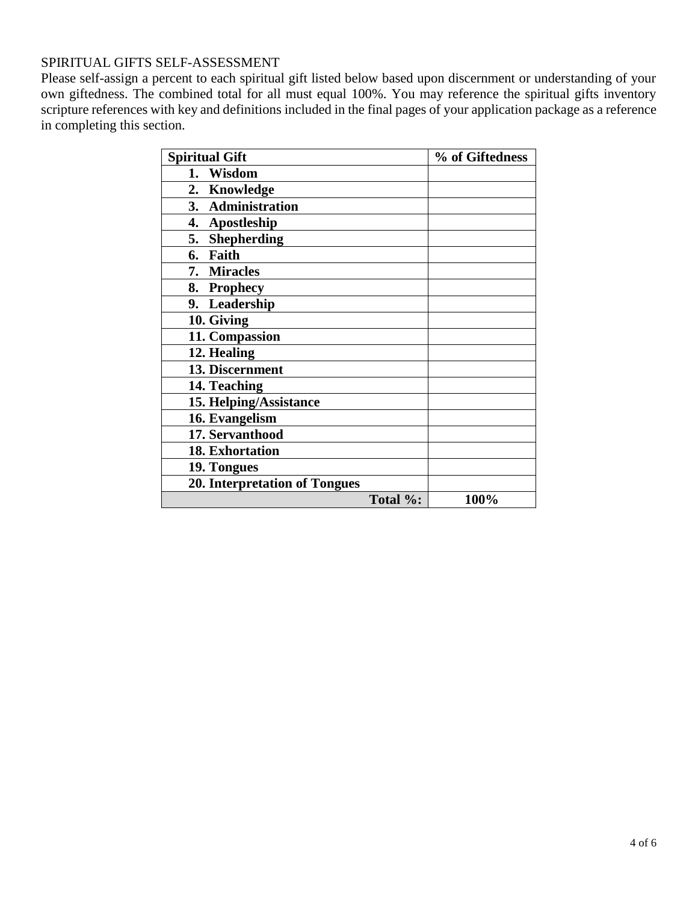SPIRITUAL GIFTS SELF-ASSESSMENT

Please self-assign a percent to each spiritual gift listed below based upon discernment or understanding of your own giftedness. The combined total for all must equal 100%. You may reference the spiritual gifts inventory scripture references with key and definitions included in the final pages of your application package as a reference in completing this section.

| Spiritual Gift | % of Giftedness |
|---|---|
| 1. Wisdom | |
| 2. Knowledge | |
| 3. Administration | |
| 4. Apostleship | |
| 5. Shepherding | |
| 6. Faith | |
| 7. Miracles | |
| 8. Prophecy | |
| 9. Leadership | |
| 10. Giving | |
| 11. Compassion | |
| 12. Healing | |
| 13. Discernment | |
| 14. Teaching | |
| 15. Helping/Assistance | |
| 16. Evangelism | |
| 17. Servanthood | |
| 18. Exhortation | |
| 19. Tongues | |
| 20. Interpretation of Tongues | |
| **Total %:** | **100%** |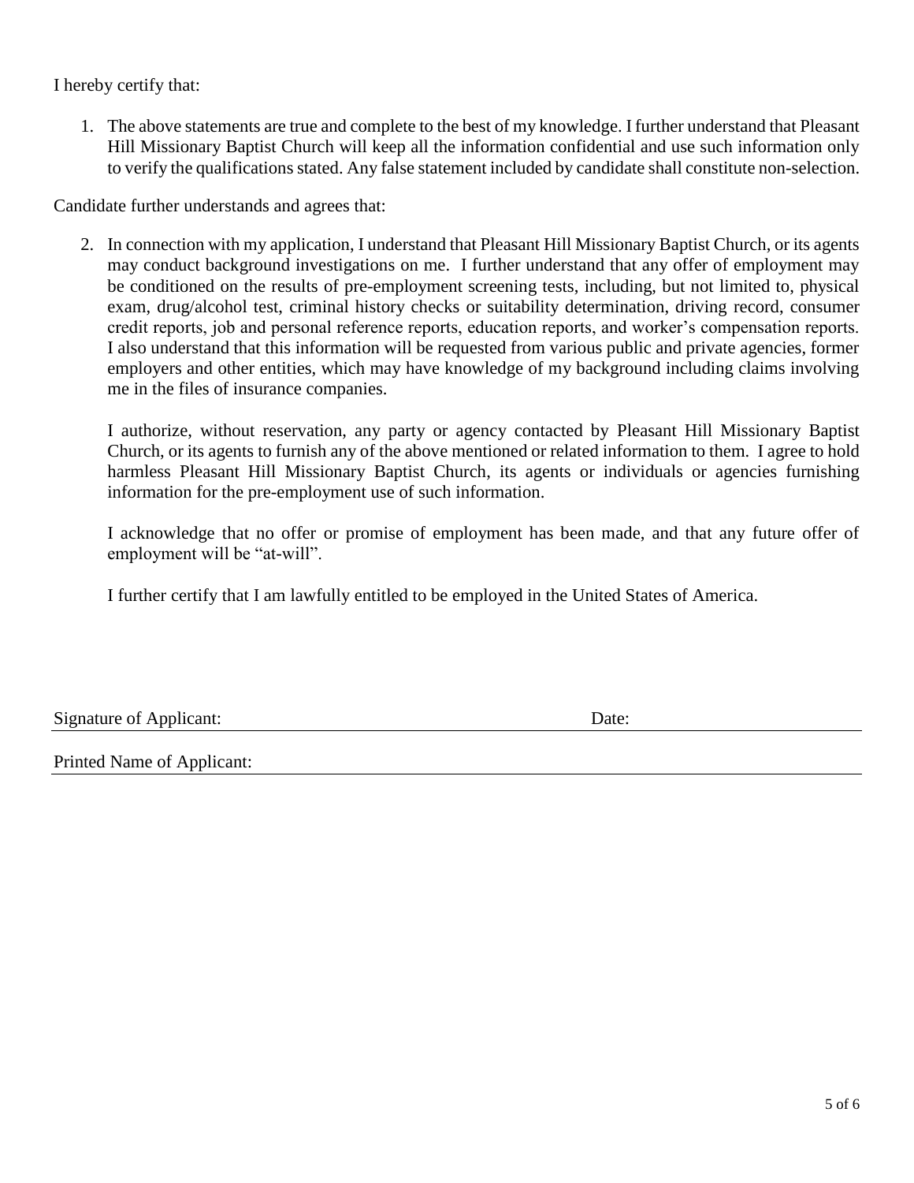I hereby certify that:

1. The above statements are true and complete to the best of my knowledge. I further understand that Pleasant Hill Missionary Baptist Church will keep all the information confidential and use such information only to verify the qualifications stated. Any false statement included by candidate shall constitute non-selection.

Candidate further understands and agrees that:

2. In connection with my application, I understand that Pleasant Hill Missionary Baptist Church, or its agents may conduct background investigations on me. I further understand that any offer of employment may be conditioned on the results of pre-employment screening tests, including, but not limited to, physical exam, drug/alcohol test, criminal history checks or suitability determination, driving record, consumer credit reports, job and personal reference reports, education reports, and worker's compensation reports. I also understand that this information will be requested from various public and private agencies, former employers and other entities, which may have knowledge of my background including claims involving me in the files of insurance companies.

   I authorize, without reservation, any party or agency contacted by Pleasant Hill Missionary Baptist Church, or its agents to furnish any of the above mentioned or related information to them. I agree to hold harmless Pleasant Hill Missionary Baptist Church, its agents or individuals or agencies furnishing information for the pre-employment use of such information.

   I acknowledge that no offer or promise of employment has been made, and that any future offer of employment will be "at-will".

   I further certify that I am lawfully entitled to be employed in the United States of America.

Signature of Applicant: ______________________________ Date: ______________

Printed Name of Applicant: ______________________________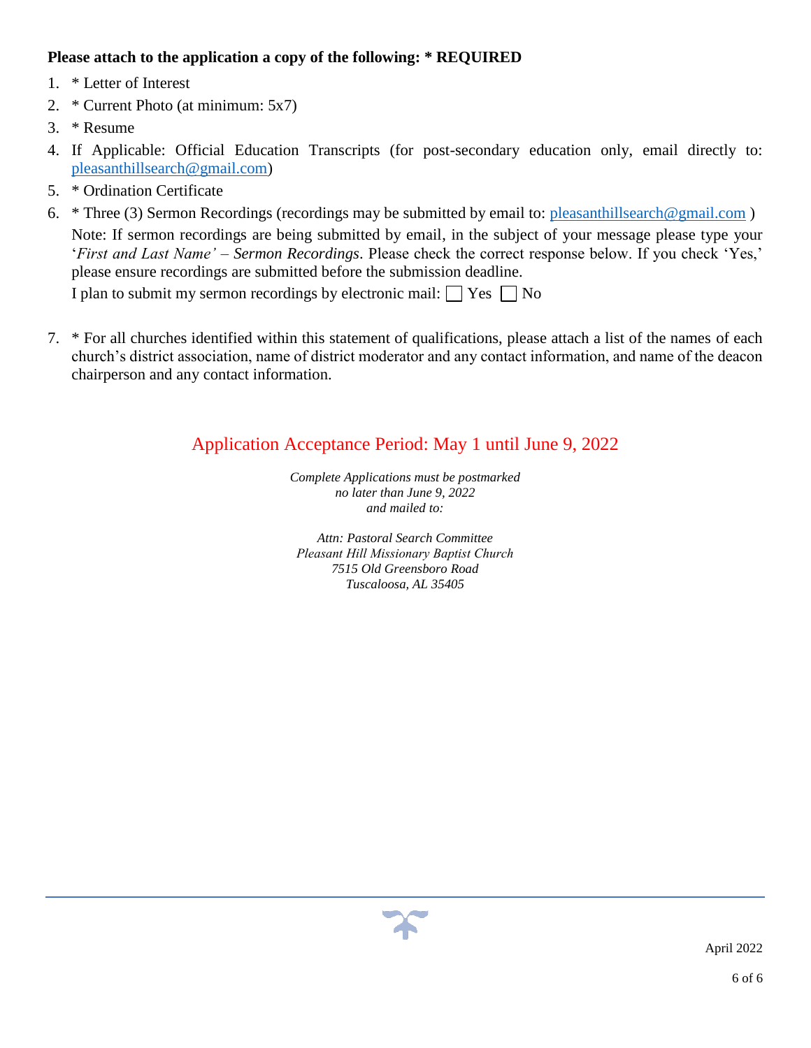**Please attach to the application a copy of the following: * REQUIRED**

1. * Letter of Interest
2. * Current Photo (at minimum: 5x7)
3. * Resume
4. If Applicable: Official Education Transcripts (for post-secondary education only, email directly to: pleasanthillsearch@gmail.com)
5. * Ordination Certificate
6. * Three (3) Sermon Recordings (recordings may be submitted by email to: pleasanthillsearch@gmail.com )

   Note: If sermon recordings are being submitted by email, in the subject of your message please type your '*First and Last Name' – Sermon Recordings*. Please check the correct response below. If you check 'Yes,' please ensure recordings are submitted before the submission deadline.

   I plan to submit my sermon recordings by electronic mail: ☐ Yes ☐ No

7. * For all churches identified within this statement of qualifications, please attach a list of the names of each church's district association, name of district moderator and any contact information, and name of the deacon chairperson and any contact information.

## Application Acceptance Period: May 1 until June 9, 2022

*Complete Applications must be postmarked*
*no later than June 9, 2022*
*and mailed to:*

*Attn: Pastoral Search Committee*
*Pleasant Hill Missionary Baptist Church*
*7515 Old Greensboro Road*
*Tuscaloosa, AL 35405*

April 2022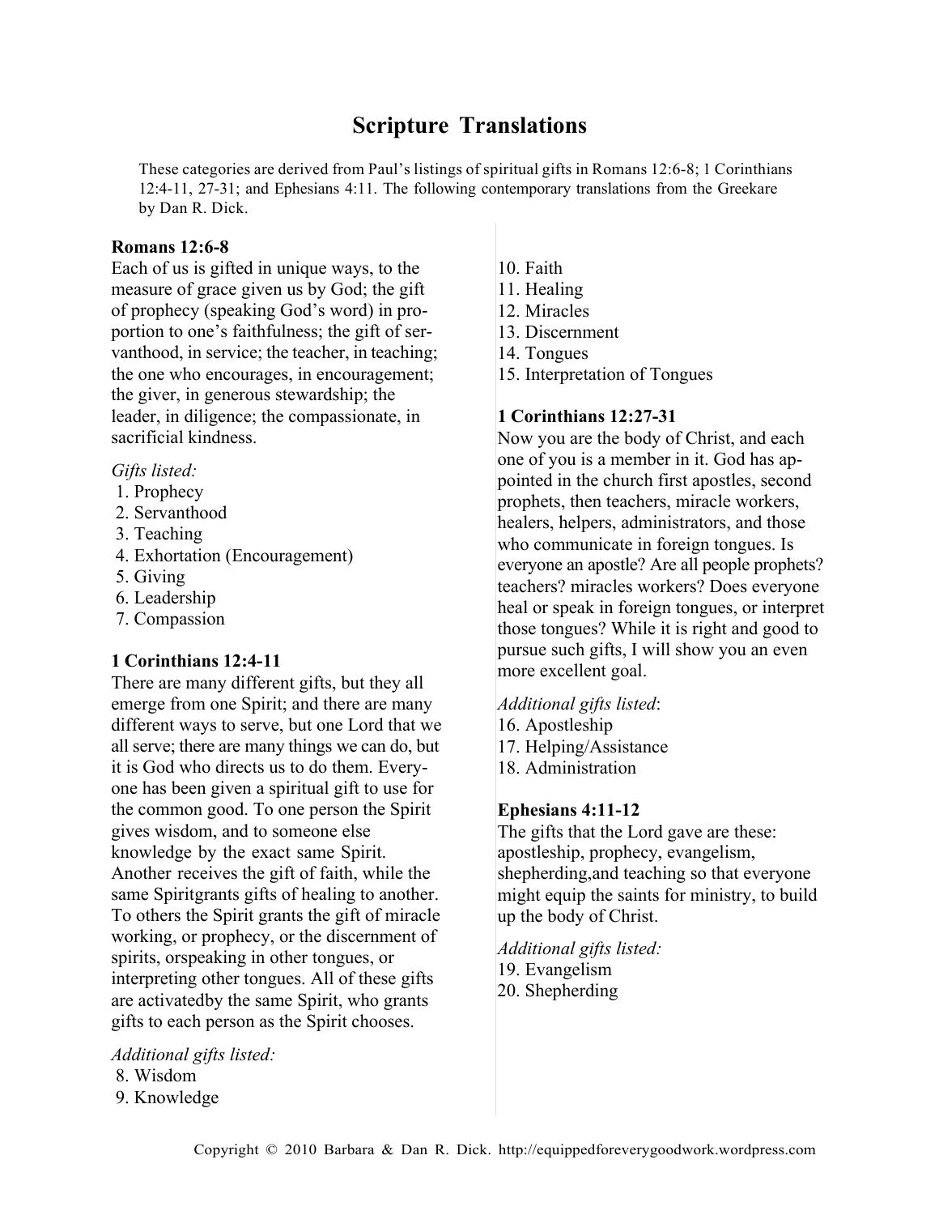# Scripture Translations

These categories are derived from Paul's listings of spiritual gifts in Romans 12:6-8; 1 Corinthians 12:4-11, 27-31; and Ephesians 4:11. The following contemporary translations from the Greekare by Dan R. Dick.

**Romans 12:6-8**
Each of us is gifted in unique ways, to the measure of grace given us by God; the gift of prophecy (speaking God's word) in proportion to one's faithfulness; the gift of servanthood, in service; the teacher, in teaching; the one who encourages, in encouragement; the giver, in generous stewardship; the leader, in diligence; the compassionate, in sacrificial kindness.

*Gifts listed:*
1. Prophecy
2. Servanthood
3. Teaching
4. Exhortation (Encouragement)
5. Giving
6. Leadership
7. Compassion

**1 Corinthians 12:4-11**
There are many different gifts, but they all emerge from one Spirit; and there are many different ways to serve, but one Lord that we all serve; there are many things we can do, but it is God who directs us to do them. Everyone has been given a spiritual gift to use for the common good. To one person the Spirit gives wisdom, and to someone else knowledge by the exact same Spirit. Another receives the gift of faith, while the same Spiritgrants gifts of healing to another. To others the Spirit grants the gift of miracle working, or prophecy, or the discernment of spirits, orspeaking in other tongues, or interpreting other tongues. All of these gifts are activatedby the same Spirit, who grants gifts to each person as the Spirit chooses.

*Additional gifts listed:*
8. Wisdom
9. Knowledge
10. Faith
11. Healing
12. Miracles
13. Discernment
14. Tongues
15. Interpretation of Tongues

**1 Corinthians 12:27-31**
Now you are the body of Christ, and each one of you is a member in it. God has appointed in the church first apostles, second prophets, then teachers, miracle workers, healers, helpers, administrators, and those who communicate in foreign tongues. Is everyone an apostle? Are all people prophets? teachers? miracles workers? Does everyone heal or speak in foreign tongues, or interpret those tongues? While it is right and good to pursue such gifts, I will show you an even more excellent goal.

*Additional gifts listed*:
16. Apostleship
17. Helping/Assistance
18. Administration

**Ephesians 4:11-12**
The gifts that the Lord gave are these: apostleship, prophecy, evangelism, shepherding,and teaching so that everyone might equip the saints for ministry, to build up the body of Christ.

*Additional gifts listed:*
19. Evangelism
20. Shepherding

Copyright © 2010 Barbara & Dan R. Dick. http://equippedforeverygoodwork.wordpress.com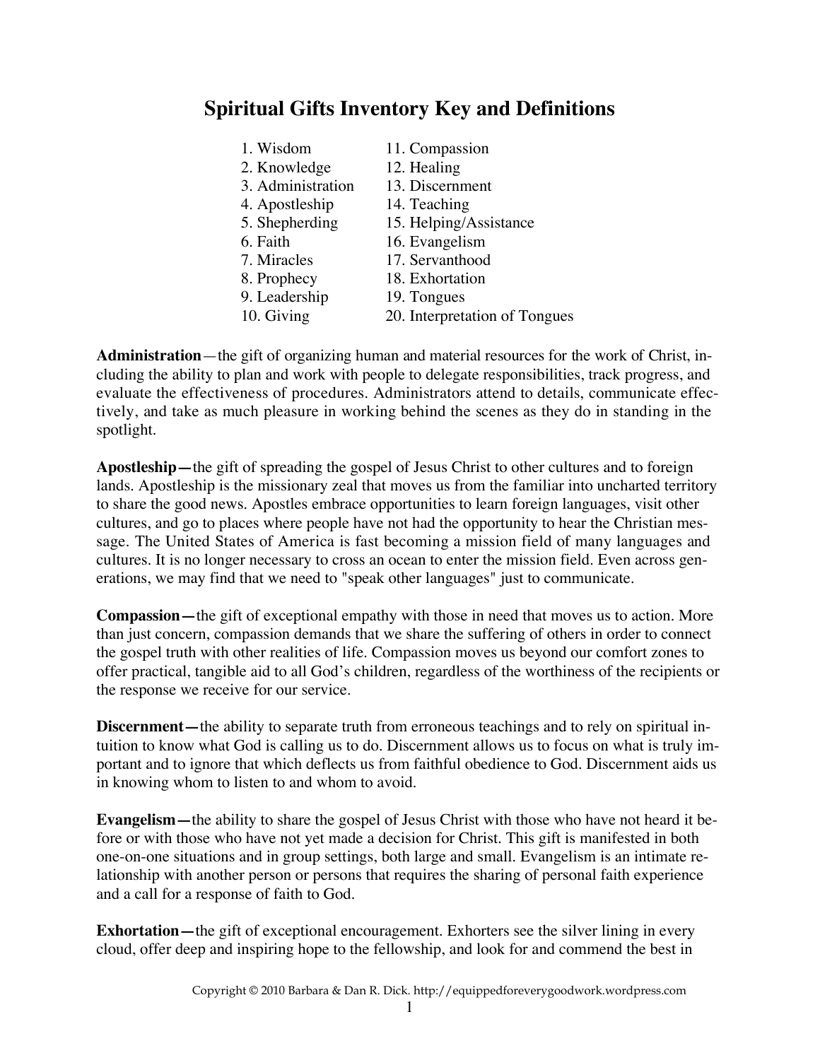# Spiritual Gifts Inventory Key and Definitions

| | |
|---|---|
| 1. Wisdom | 11. Compassion |
| 2. Knowledge | 12. Healing |
| 3. Administration | 13. Discernment |
| 4. Apostleship | 14. Teaching |
| 5. Shepherding | 15. Helping/Assistance |
| 6. Faith | 16. Evangelism |
| 7. Miracles | 17. Servanthood |
| 8. Prophecy | 18. Exhortation |
| 9. Leadership | 19. Tongues |
| 10. Giving | 20. Interpretation of Tongues |

**Administration**—the gift of organizing human and material resources for the work of Christ, including the ability to plan and work with people to delegate responsibilities, track progress, and evaluate the effectiveness of procedures. Administrators attend to details, communicate effectively, and take as much pleasure in working behind the scenes as they do in standing in the spotlight.

**Apostleship—**the gift of spreading the gospel of Jesus Christ to other cultures and to foreign lands. Apostleship is the missionary zeal that moves us from the familiar into uncharted territory to share the good news. Apostles embrace opportunities to learn foreign languages, visit other cultures, and go to places where people have not had the opportunity to hear the Christian message. The United States of America is fast becoming a mission field of many languages and cultures. It is no longer necessary to cross an ocean to enter the mission field. Even across generations, we may find that we need to "speak other languages" just to communicate.

**Compassion—**the gift of exceptional empathy with those in need that moves us to action. More than just concern, compassion demands that we share the suffering of others in order to connect the gospel truth with other realities of life. Compassion moves us beyond our comfort zones to offer practical, tangible aid to all God's children, regardless of the worthiness of the recipients or the response we receive for our service.

**Discernment—**the ability to separate truth from erroneous teachings and to rely on spiritual intuition to know what God is calling us to do. Discernment allows us to focus on what is truly important and to ignore that which deflects us from faithful obedience to God. Discernment aids us in knowing whom to listen to and whom to avoid.

**Evangelism—**the ability to share the gospel of Jesus Christ with those who have not heard it before or with those who have not yet made a decision for Christ. This gift is manifested in both one-on-one situations and in group settings, both large and small. Evangelism is an intimate relationship with another person or persons that requires the sharing of personal faith experience and a call for a response of faith to God.

**Exhortation—**the gift of exceptional encouragement. Exhorters see the silver lining in every cloud, offer deep and inspiring hope to the fellowship, and look for and commend the best in

Copyright © 2010 Barbara & Dan R. Dick. http://equippedforeverygoodwork.wordpress.com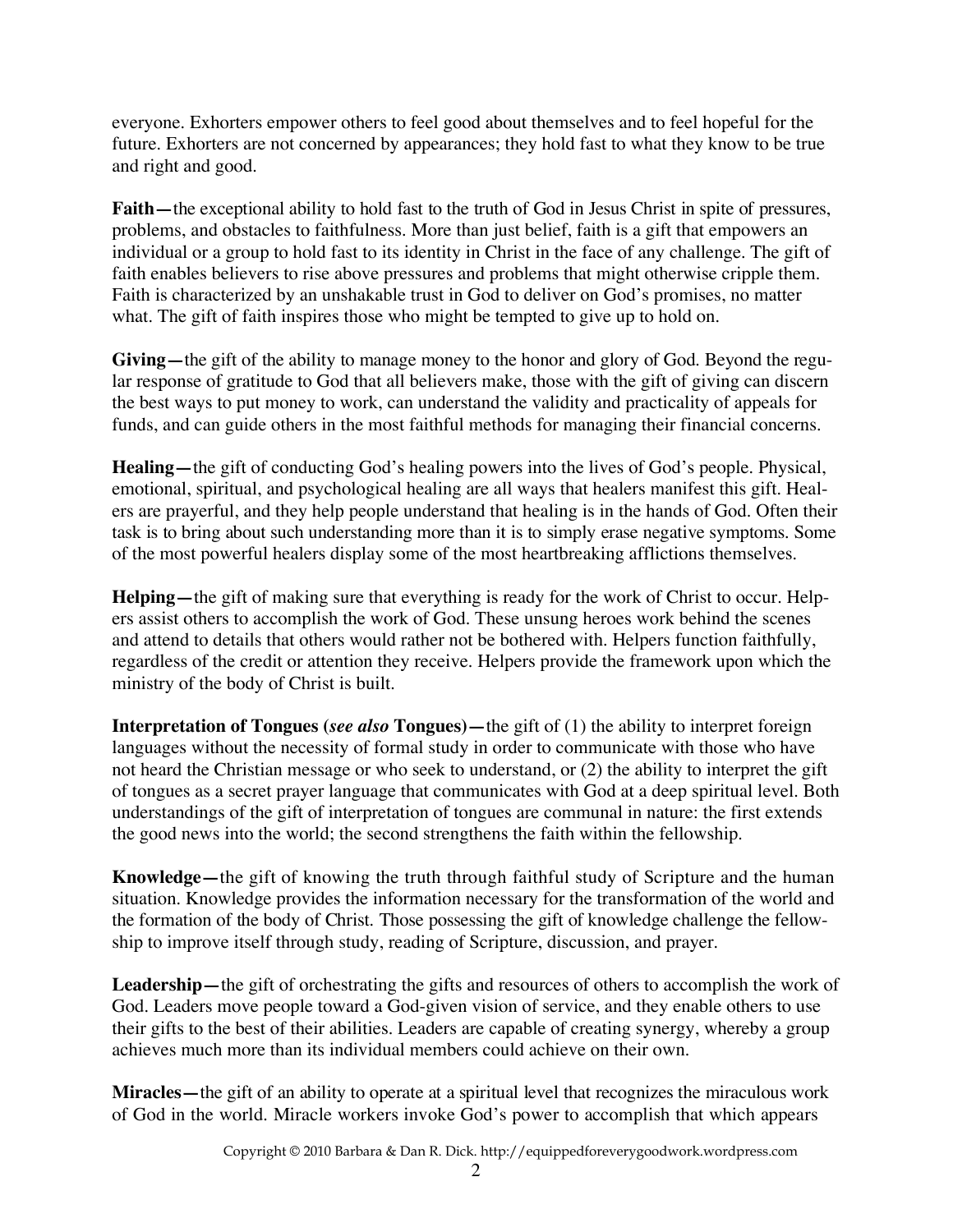everyone. Exhorters empower others to feel good about themselves and to feel hopeful for the future. Exhorters are not concerned by appearances; they hold fast to what they know to be true and right and good.

**Faith—**the exceptional ability to hold fast to the truth of God in Jesus Christ in spite of pressures, problems, and obstacles to faithfulness. More than just belief, faith is a gift that empowers an individual or a group to hold fast to its identity in Christ in the face of any challenge. The gift of faith enables believers to rise above pressures and problems that might otherwise cripple them. Faith is characterized by an unshakable trust in God to deliver on God's promises, no matter what. The gift of faith inspires those who might be tempted to give up to hold on.

**Giving—**the gift of the ability to manage money to the honor and glory of God. Beyond the regular response of gratitude to God that all believers make, those with the gift of giving can discern the best ways to put money to work, can understand the validity and practicality of appeals for funds, and can guide others in the most faithful methods for managing their financial concerns.

**Healing—**the gift of conducting God's healing powers into the lives of God's people. Physical, emotional, spiritual, and psychological healing are all ways that healers manifest this gift. Healers are prayerful, and they help people understand that healing is in the hands of God. Often their task is to bring about such understanding more than it is to simply erase negative symptoms. Some of the most powerful healers display some of the most heartbreaking afflictions themselves.

**Helping—**the gift of making sure that everything is ready for the work of Christ to occur. Helpers assist others to accomplish the work of God. These unsung heroes work behind the scenes and attend to details that others would rather not be bothered with. Helpers function faithfully, regardless of the credit or attention they receive. Helpers provide the framework upon which the ministry of the body of Christ is built.

**Interpretation of Tongues (*see also* Tongues)—**the gift of (1) the ability to interpret foreign languages without the necessity of formal study in order to communicate with those who have not heard the Christian message or who seek to understand, or (2) the ability to interpret the gift of tongues as a secret prayer language that communicates with God at a deep spiritual level. Both understandings of the gift of interpretation of tongues are communal in nature: the first extends the good news into the world; the second strengthens the faith within the fellowship.

**Knowledge—**the gift of knowing the truth through faithful study of Scripture and the human situation. Knowledge provides the information necessary for the transformation of the world and the formation of the body of Christ. Those possessing the gift of knowledge challenge the fellowship to improve itself through study, reading of Scripture, discussion, and prayer.

**Leadership—**the gift of orchestrating the gifts and resources of others to accomplish the work of God. Leaders move people toward a God-given vision of service, and they enable others to use their gifts to the best of their abilities. Leaders are capable of creating synergy, whereby a group achieves much more than its individual members could achieve on their own.

**Miracles—**the gift of an ability to operate at a spiritual level that recognizes the miraculous work of God in the world. Miracle workers invoke God's power to accomplish that which appears

Copyright © 2010 Barbara & Dan R. Dick. http://equippedforeverygoodwork.wordpress.com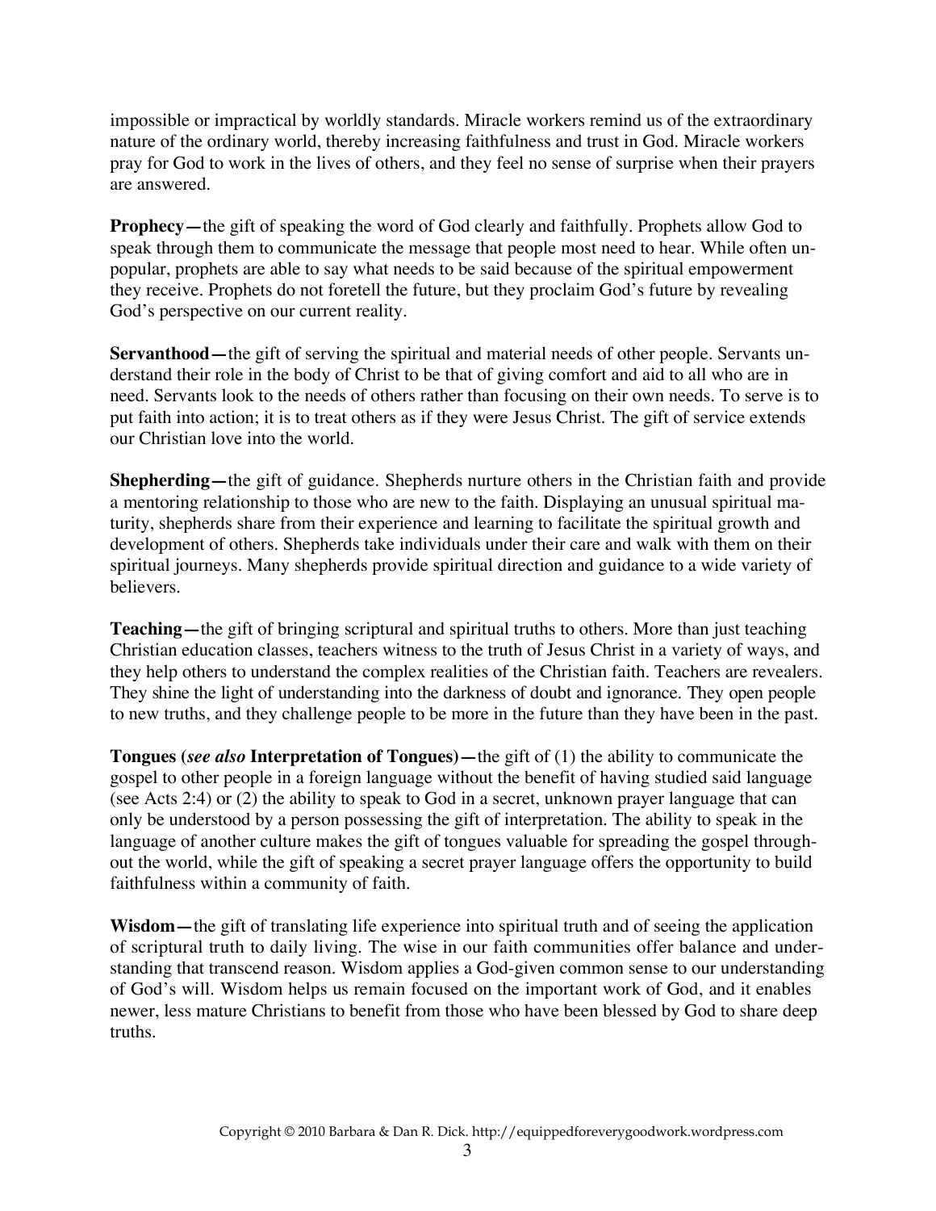impossible or impractical by worldly standards. Miracle workers remind us of the extraordinary nature of the ordinary world, thereby increasing faithfulness and trust in God. Miracle workers pray for God to work in the lives of others, and they feel no sense of surprise when their prayers are answered.

**Prophecy—**the gift of speaking the word of God clearly and faithfully. Prophets allow God to speak through them to communicate the message that people most need to hear. While often unpopular, prophets are able to say what needs to be said because of the spiritual empowerment they receive. Prophets do not foretell the future, but they proclaim God's future by revealing God's perspective on our current reality.

**Servanthood—**the gift of serving the spiritual and material needs of other people. Servants understand their role in the body of Christ to be that of giving comfort and aid to all who are in need. Servants look to the needs of others rather than focusing on their own needs. To serve is to put faith into action; it is to treat others as if they were Jesus Christ. The gift of service extends our Christian love into the world.

**Shepherding—**the gift of guidance. Shepherds nurture others in the Christian faith and provide a mentoring relationship to those who are new to the faith. Displaying an unusual spiritual maturity, shepherds share from their experience and learning to facilitate the spiritual growth and development of others. Shepherds take individuals under their care and walk with them on their spiritual journeys. Many shepherds provide spiritual direction and guidance to a wide variety of believers.

**Teaching—**the gift of bringing scriptural and spiritual truths to others. More than just teaching Christian education classes, teachers witness to the truth of Jesus Christ in a variety of ways, and they help others to understand the complex realities of the Christian faith. Teachers are revealers. They shine the light of understanding into the darkness of doubt and ignorance. They open people to new truths, and they challenge people to be more in the future than they have been in the past.

**Tongues (*see also* Interpretation of Tongues)—**the gift of (1) the ability to communicate the gospel to other people in a foreign language without the benefit of having studied said language (see Acts 2:4) or (2) the ability to speak to God in a secret, unknown prayer language that can only be understood by a person possessing the gift of interpretation. The ability to speak in the language of another culture makes the gift of tongues valuable for spreading the gospel throughout the world, while the gift of speaking a secret prayer language offers the opportunity to build faithfulness within a community of faith.

**Wisdom—**the gift of translating life experience into spiritual truth and of seeing the application of scriptural truth to daily living. The wise in our faith communities offer balance and understanding that transcend reason. Wisdom applies a God-given common sense to our understanding of God's will. Wisdom helps us remain focused on the important work of God, and it enables newer, less mature Christians to benefit from those who have been blessed by God to share deep truths.

Copyright © 2010 Barbara & Dan R. Dick. http://equippedforeverygoodwork.wordpress.com